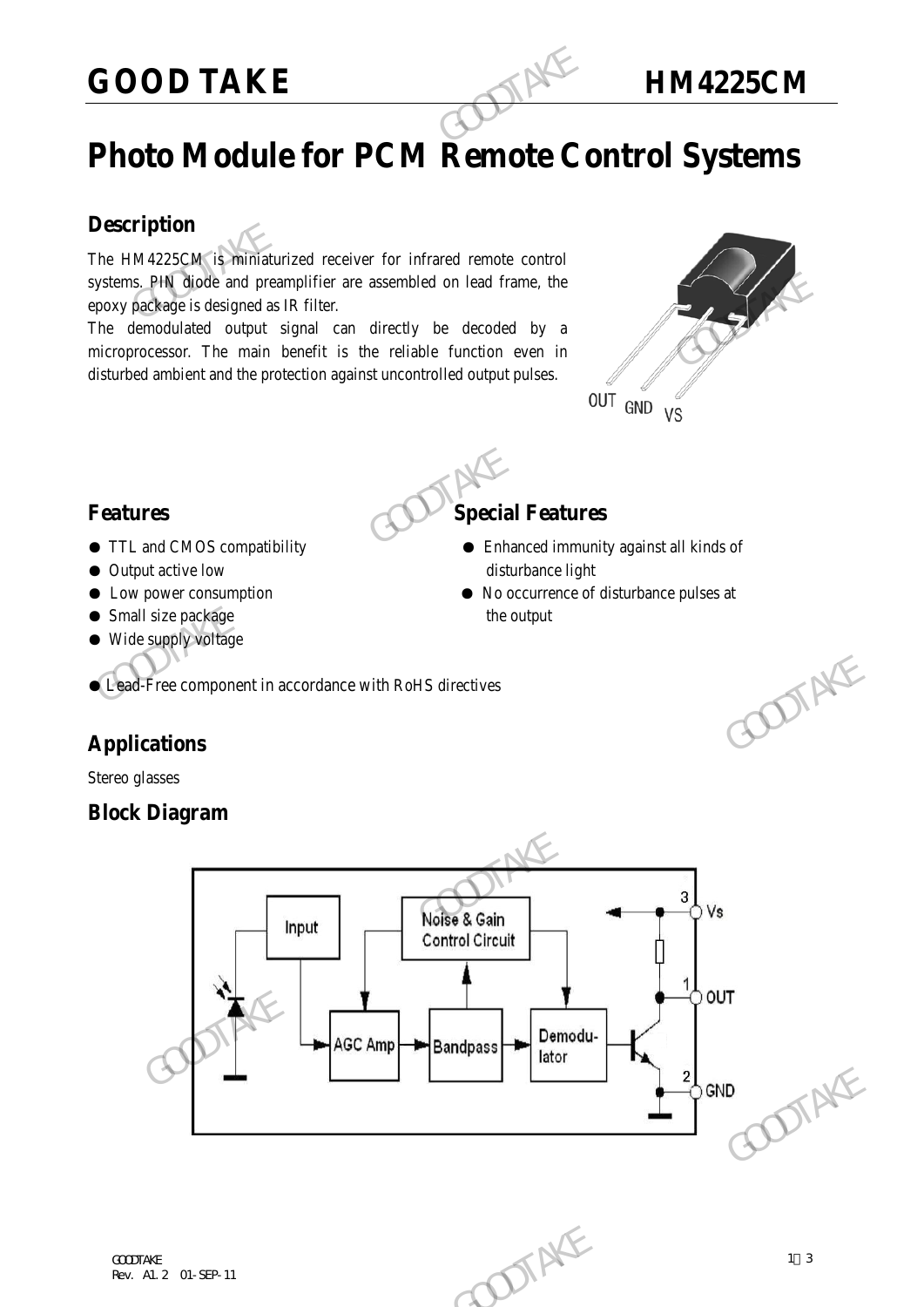# GOOD TAKE HM4225CM

# Photo Module for PCM Remote Control Systems

## Description

The HM4225CM is miniaturized receiver for infrared remote control systems. PIN diode and preamplifier are assembled on lead frame, the epoxy package is designed as IR filter.

The demodulated output signal can directly be decoded by a microprocessor. The main benefit is the reliable function even in disturbed ambient and the protection against uncontrolled output pulses.

OUT GND VS

## Features

- TTL and CMOS compatibility
- Output active low
- Low power consumption
- Small size package
- Wide supply voltage
- Lead-Free component in accordance with RoHS directives

## Special Features

- Enhanced immunity against all kinds of disturbance light
- No occurrence of disturbance pulses at the output

## Applications

Stereo glasses

## Block Diagram

Input → AGC Amp → Bandpass → Demodulator; Noise & Gain Control Circuit

3 Vs
1 OUT
2 GND

GOODTAKE
Rev. A1.2 01-SEP-11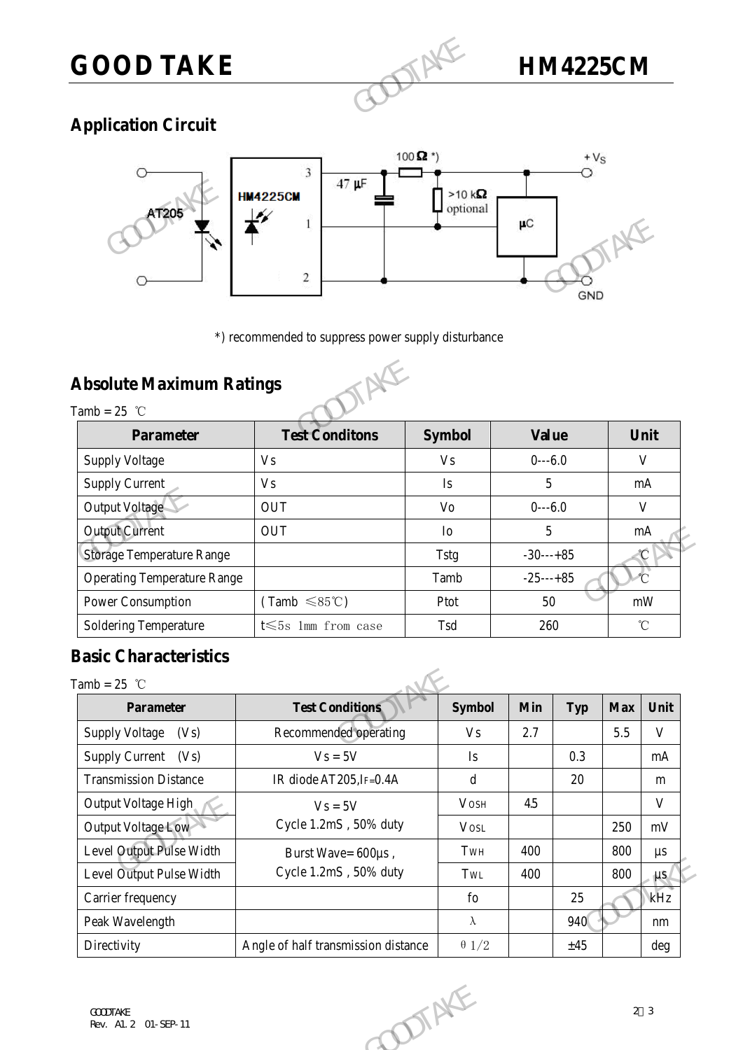## Application Circuit

*) recommended to suppress power supply disturbance

## Absolute Maximum Ratings

Tamb = 25 ℃

| Parameter | Test Conditons | Symbol | Value | Unit |
|---|---|---|---|---|
| Supply Voltage | Vs | Vs | 0---6.0 | V |
| Supply Current | Vs | Is | 5 | mA |
| Output Voltage | OUT | Vo | 0---6.0 | V |
| Output Current | OUT | Io | 5 | mA |
| Storage Temperature Range | | Tstg | -30---+85 | ℃ |
| Operating Temperature Range | | Tamb | -25---+85 | ℃ |
| Power Consumption | (Tamb ≤85℃) | Ptot | 50 | mW |
| Soldering Temperature | t≤5s 1mm from case | Tsd | 260 | ℃ |

## Basic Characteristics

Tamb = 25 ℃

| Parameter | Test Conditions | Symbol | Min | Typ | Max | Unit |
|---|---|---|---|---|---|---|
| Supply Voltage (Vs) | Recommended operating | Vs | 2.7 | | 5.5 | V |
| Supply Current (Vs) | Vs = 5V | Is | | 0.3 | | mA |
| Transmission Distance | IR diode AT205, $I_F$=0.4A | d | | 20 | | m |
| Output Voltage High | Vs = 5V Cycle 1.2mS , 50% duty | $V_{OSH}$ | 4.5 | | | V |
| Output Voltage Low | | $V_{OSL}$ | | | 250 | mV |
| Level Output Pulse Width | Burst Wave= 600μs , Cycle 1.2mS , 50% duty | $T_{WH}$ | 400 | | 800 | μs |
| Level Output Pulse Width | | $T_{WL}$ | 400 | | 800 | μs |
| Carrier frequency | | fo | | 25 | | kHz |
| Peak Wavelength | | λ | | 940 | | nm |
| Directivity | Angle of half transmission distance | $\theta 1/2$ | | ±45 | | deg |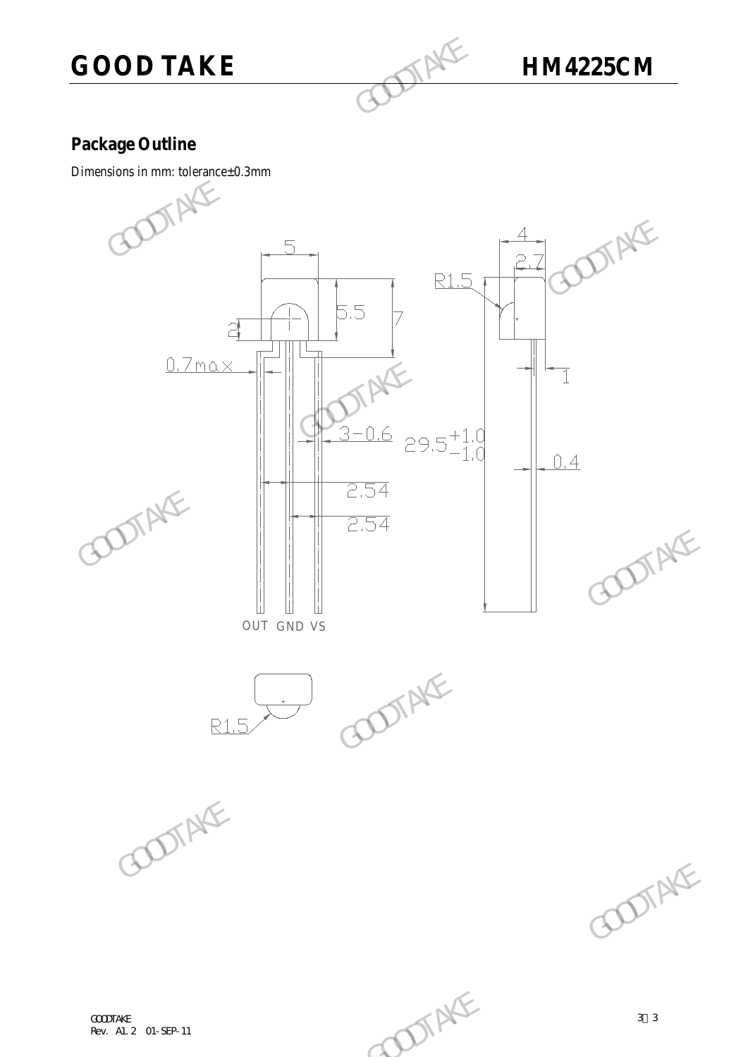## Package Outline

Dimensions in mm: tolerance±0.3mm

5

5.5

7

2

0.7max

3-0.6

$29.5^{+1.0}_{-1.0}$

2.54

2.54

OUT GND VS

4

2.7

R1.5

1

0.4

R1.5